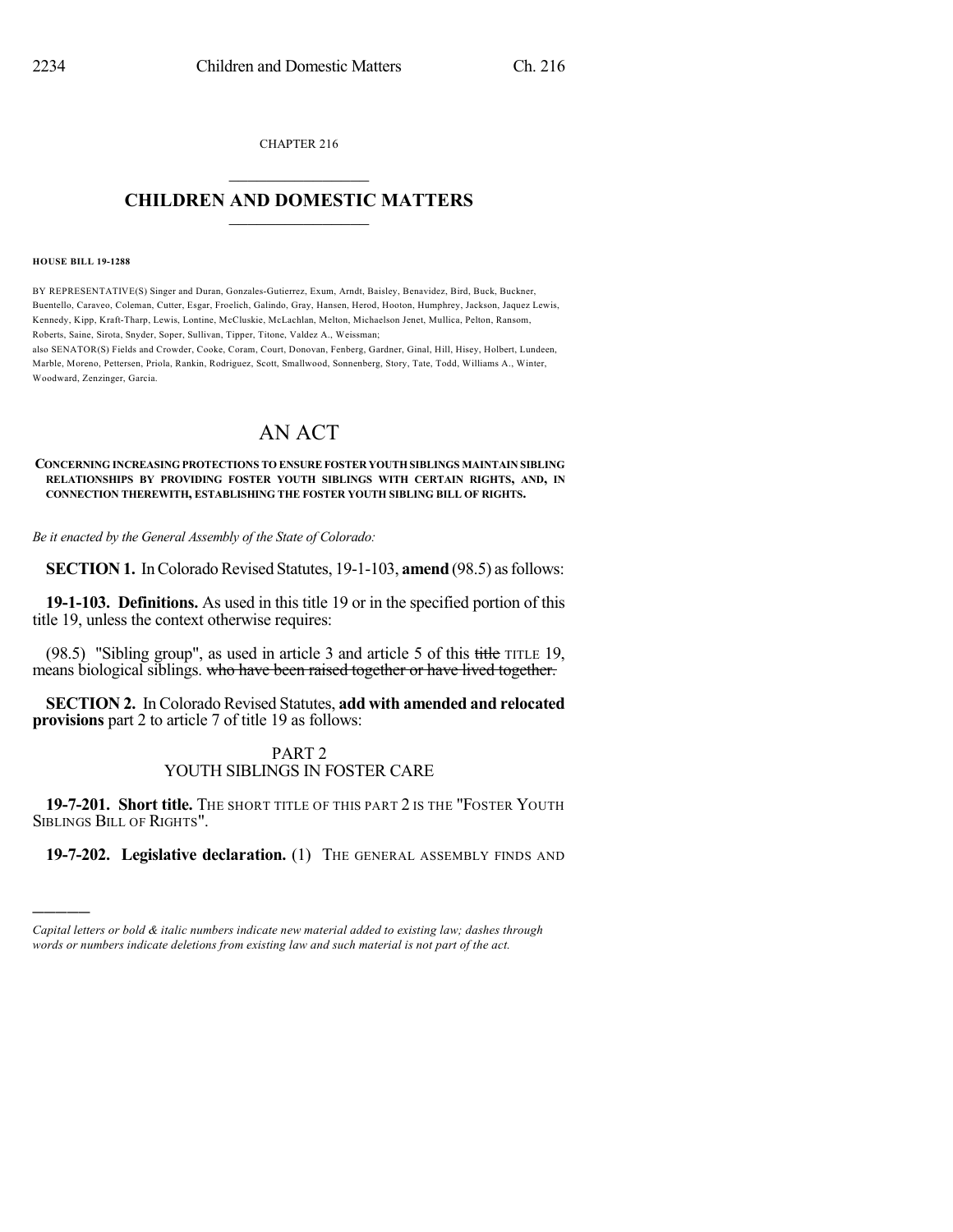CHAPTER 216

# CHILDREN AND DOMESTIC MATTERS

**HOUSE BILL 19-1288**

BY REPRESENTATIVE(S) Singer and Duran, Gonzales-Gutierrez, Exum, Arndt, Baisley, Benavidez, Bird, Buck, Buckner, Buentello, Caraveo, Coleman, Cutter, Esgar, Froelich, Galindo, Gray, Hansen, Herod, Hooton, Humphrey, Jackson, Jaquez Lewis, Kennedy, Kipp, Kraft-Tharp, Lewis, Lontine, McCluskie, McLachlan, Melton, Michaelson Jenet, Mullica, Pelton, Ransom, Roberts, Saine, Sirota, Snyder, Soper, Sullivan, Tipper, Titone, Valdez A., Weissman;
also SENATOR(S) Fields and Crowder, Cooke, Coram, Court, Donovan, Fenberg, Gardner, Ginal, Hill, Hisey, Holbert, Lundeen, Marble, Moreno, Pettersen, Priola, Rankin, Rodriguez, Scott, Smallwood, Sonnenberg, Story, Tate, Todd, Williams A., Winter, Woodward, Zenzinger, Garcia.

# AN ACT

**CONCERNING INCREASING PROTECTIONS TO ENSURE FOSTER YOUTH SIBLINGS MAINTAIN SIBLING RELATIONSHIPS BY PROVIDING FOSTER YOUTH SIBLINGS WITH CERTAIN RIGHTS, AND, IN CONNECTION THEREWITH, ESTABLISHING THE FOSTER YOUTH SIBLING BILL OF RIGHTS.**

*Be it enacted by the General Assembly of the State of Colorado:*

**SECTION 1.** In Colorado Revised Statutes, 19-1-103, **amend** (98.5) as follows:

**19-1-103. Definitions.** As used in this title 19 or in the specified portion of this title 19, unless the context otherwise requires:

(98.5) "Sibling group", as used in article 3 and article 5 of this ~~title~~ TITLE 19, means biological siblings. ~~who have been raised together or have lived together.~~

**SECTION 2.** In Colorado Revised Statutes, **add with amended and relocated provisions** part 2 to article 7 of title 19 as follows:

PART 2
YOUTH SIBLINGS IN FOSTER CARE

**19-7-201. Short title.** THE SHORT TITLE OF THIS PART 2 IS THE "FOSTER YOUTH SIBLINGS BILL OF RIGHTS".

**19-7-202. Legislative declaration.** (1) THE GENERAL ASSEMBLY FINDS AND

*Capital letters or bold & italic numbers indicate new material added to existing law; dashes through words or numbers indicate deletions from existing law and such material is not part of the act.*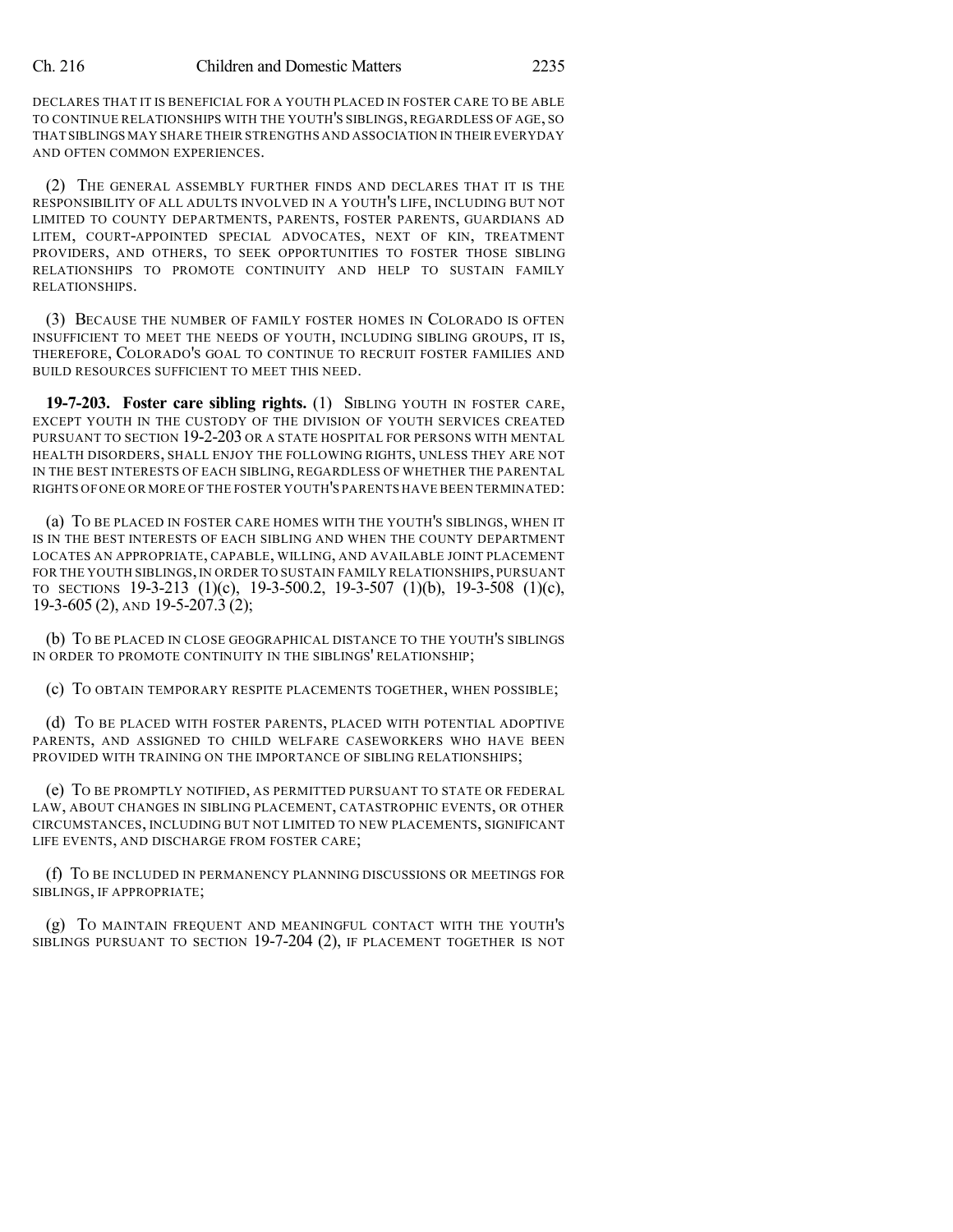DECLARES THAT IT IS BENEFICIAL FOR A YOUTH PLACED IN FOSTER CARE TO BE ABLE TO CONTINUE RELATIONSHIPS WITH THE YOUTH'S SIBLINGS, REGARDLESS OF AGE, SO THAT SIBLINGS MAY SHARE THEIR STRENGTHS AND ASSOCIATION IN THEIR EVERYDAY AND OFTEN COMMON EXPERIENCES.

(2) THE GENERAL ASSEMBLY FURTHER FINDS AND DECLARES THAT IT IS THE RESPONSIBILITY OF ALL ADULTS INVOLVED IN A YOUTH'S LIFE, INCLUDING BUT NOT LIMITED TO COUNTY DEPARTMENTS, PARENTS, FOSTER PARENTS, GUARDIANS AD LITEM, COURT-APPOINTED SPECIAL ADVOCATES, NEXT OF KIN, TREATMENT PROVIDERS, AND OTHERS, TO SEEK OPPORTUNITIES TO FOSTER THOSE SIBLING RELATIONSHIPS TO PROMOTE CONTINUITY AND HELP TO SUSTAIN FAMILY RELATIONSHIPS.

(3) BECAUSE THE NUMBER OF FAMILY FOSTER HOMES IN COLORADO IS OFTEN INSUFFICIENT TO MEET THE NEEDS OF YOUTH, INCLUDING SIBLING GROUPS, IT IS, THEREFORE, COLORADO'S GOAL TO CONTINUE TO RECRUIT FOSTER FAMILIES AND BUILD RESOURCES SUFFICIENT TO MEET THIS NEED.

**19-7-203. Foster care sibling rights.** (1) SIBLING YOUTH IN FOSTER CARE, EXCEPT YOUTH IN THE CUSTODY OF THE DIVISION OF YOUTH SERVICES CREATED PURSUANT TO SECTION 19-2-203 OR A STATE HOSPITAL FOR PERSONS WITH MENTAL HEALTH DISORDERS, SHALL ENJOY THE FOLLOWING RIGHTS, UNLESS THEY ARE NOT IN THE BEST INTERESTS OF EACH SIBLING, REGARDLESS OF WHETHER THE PARENTAL RIGHTS OF ONE OR MORE OF THE FOSTER YOUTH'S PARENTS HAVE BEEN TERMINATED:

(a) TO BE PLACED IN FOSTER CARE HOMES WITH THE YOUTH'S SIBLINGS, WHEN IT IS IN THE BEST INTERESTS OF EACH SIBLING AND WHEN THE COUNTY DEPARTMENT LOCATES AN APPROPRIATE, CAPABLE, WILLING, AND AVAILABLE JOINT PLACEMENT FOR THE YOUTH SIBLINGS, IN ORDER TO SUSTAIN FAMILY RELATIONSHIPS, PURSUANT TO SECTIONS 19-3-213 (1)(c), 19-3-500.2, 19-3-507 (1)(b), 19-3-508 (1)(c), 19-3-605 (2), AND 19-5-207.3 (2);

(b) TO BE PLACED IN CLOSE GEOGRAPHICAL DISTANCE TO THE YOUTH'S SIBLINGS IN ORDER TO PROMOTE CONTINUITY IN THE SIBLINGS' RELATIONSHIP;

(c) TO OBTAIN TEMPORARY RESPITE PLACEMENTS TOGETHER, WHEN POSSIBLE;

(d) TO BE PLACED WITH FOSTER PARENTS, PLACED WITH POTENTIAL ADOPTIVE PARENTS, AND ASSIGNED TO CHILD WELFARE CASEWORKERS WHO HAVE BEEN PROVIDED WITH TRAINING ON THE IMPORTANCE OF SIBLING RELATIONSHIPS;

(e) TO BE PROMPTLY NOTIFIED, AS PERMITTED PURSUANT TO STATE OR FEDERAL LAW, ABOUT CHANGES IN SIBLING PLACEMENT, CATASTROPHIC EVENTS, OR OTHER CIRCUMSTANCES, INCLUDING BUT NOT LIMITED TO NEW PLACEMENTS, SIGNIFICANT LIFE EVENTS, AND DISCHARGE FROM FOSTER CARE;

(f) TO BE INCLUDED IN PERMANENCY PLANNING DISCUSSIONS OR MEETINGS FOR SIBLINGS, IF APPROPRIATE;

(g) TO MAINTAIN FREQUENT AND MEANINGFUL CONTACT WITH THE YOUTH'S SIBLINGS PURSUANT TO SECTION 19-7-204 (2), IF PLACEMENT TOGETHER IS NOT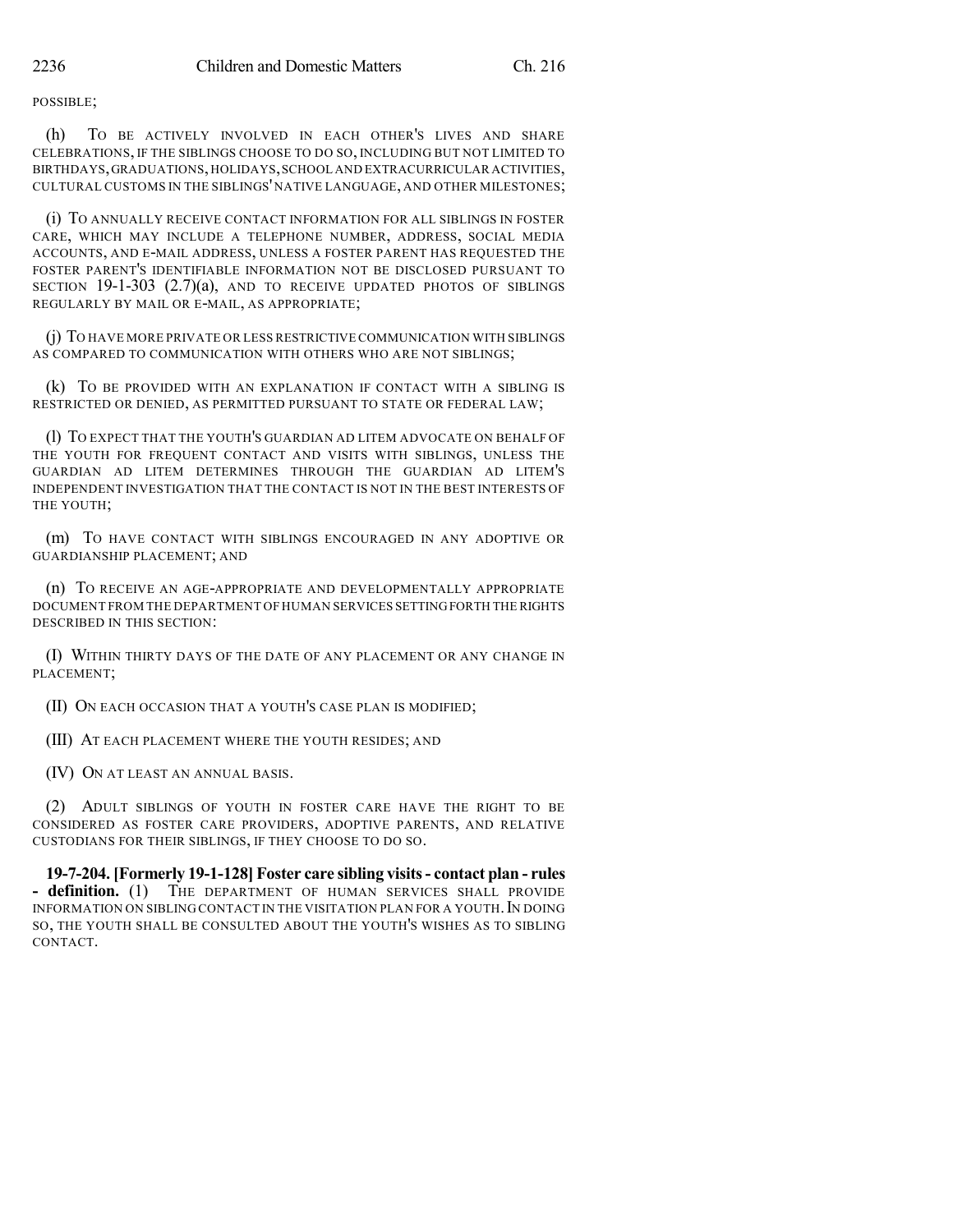POSSIBLE;

(h) TO BE ACTIVELY INVOLVED IN EACH OTHER'S LIVES AND SHARE CELEBRATIONS, IF THE SIBLINGS CHOOSE TO DO SO, INCLUDING BUT NOT LIMITED TO BIRTHDAYS, GRADUATIONS, HOLIDAYS, SCHOOL AND EXTRACURRICULAR ACTIVITIES, CULTURAL CUSTOMS IN THE SIBLINGS' NATIVE LANGUAGE, AND OTHER MILESTONES;

(i) TO ANNUALLY RECEIVE CONTACT INFORMATION FOR ALL SIBLINGS IN FOSTER CARE, WHICH MAY INCLUDE A TELEPHONE NUMBER, ADDRESS, SOCIAL MEDIA ACCOUNTS, AND E-MAIL ADDRESS, UNLESS A FOSTER PARENT HAS REQUESTED THE FOSTER PARENT'S IDENTIFIABLE INFORMATION NOT BE DISCLOSED PURSUANT TO SECTION 19-1-303 (2.7)(a), AND TO RECEIVE UPDATED PHOTOS OF SIBLINGS REGULARLY BY MAIL OR E-MAIL, AS APPROPRIATE;

(j) TO HAVE MORE PRIVATE OR LESS RESTRICTIVE COMMUNICATION WITH SIBLINGS AS COMPARED TO COMMUNICATION WITH OTHERS WHO ARE NOT SIBLINGS;

(k) TO BE PROVIDED WITH AN EXPLANATION IF CONTACT WITH A SIBLING IS RESTRICTED OR DENIED, AS PERMITTED PURSUANT TO STATE OR FEDERAL LAW;

(l) TO EXPECT THAT THE YOUTH'S GUARDIAN AD LITEM ADVOCATE ON BEHALF OF THE YOUTH FOR FREQUENT CONTACT AND VISITS WITH SIBLINGS, UNLESS THE GUARDIAN AD LITEM DETERMINES THROUGH THE GUARDIAN AD LITEM'S INDEPENDENT INVESTIGATION THAT THE CONTACT IS NOT IN THE BEST INTERESTS OF THE YOUTH;

(m) TO HAVE CONTACT WITH SIBLINGS ENCOURAGED IN ANY ADOPTIVE OR GUARDIANSHIP PLACEMENT; AND

(n) TO RECEIVE AN AGE-APPROPRIATE AND DEVELOPMENTALLY APPROPRIATE DOCUMENT FROM THE DEPARTMENT OF HUMAN SERVICES SETTING FORTH THE RIGHTS DESCRIBED IN THIS SECTION:

(I) WITHIN THIRTY DAYS OF THE DATE OF ANY PLACEMENT OR ANY CHANGE IN PLACEMENT;

(II) ON EACH OCCASION THAT A YOUTH'S CASE PLAN IS MODIFIED;

(III) AT EACH PLACEMENT WHERE THE YOUTH RESIDES; AND

(IV) ON AT LEAST AN ANNUAL BASIS.

(2) ADULT SIBLINGS OF YOUTH IN FOSTER CARE HAVE THE RIGHT TO BE CONSIDERED AS FOSTER CARE PROVIDERS, ADOPTIVE PARENTS, AND RELATIVE CUSTODIANS FOR THEIR SIBLINGS, IF THEY CHOOSE TO DO SO.

**19-7-204. [Formerly 19-1-128] Foster care sibling visits - contact plan - rules - definition.** (1) THE DEPARTMENT OF HUMAN SERVICES SHALL PROVIDE INFORMATION ON SIBLING CONTACT IN THE VISITATION PLAN FOR A YOUTH. IN DOING SO, THE YOUTH SHALL BE CONSULTED ABOUT THE YOUTH'S WISHES AS TO SIBLING CONTACT.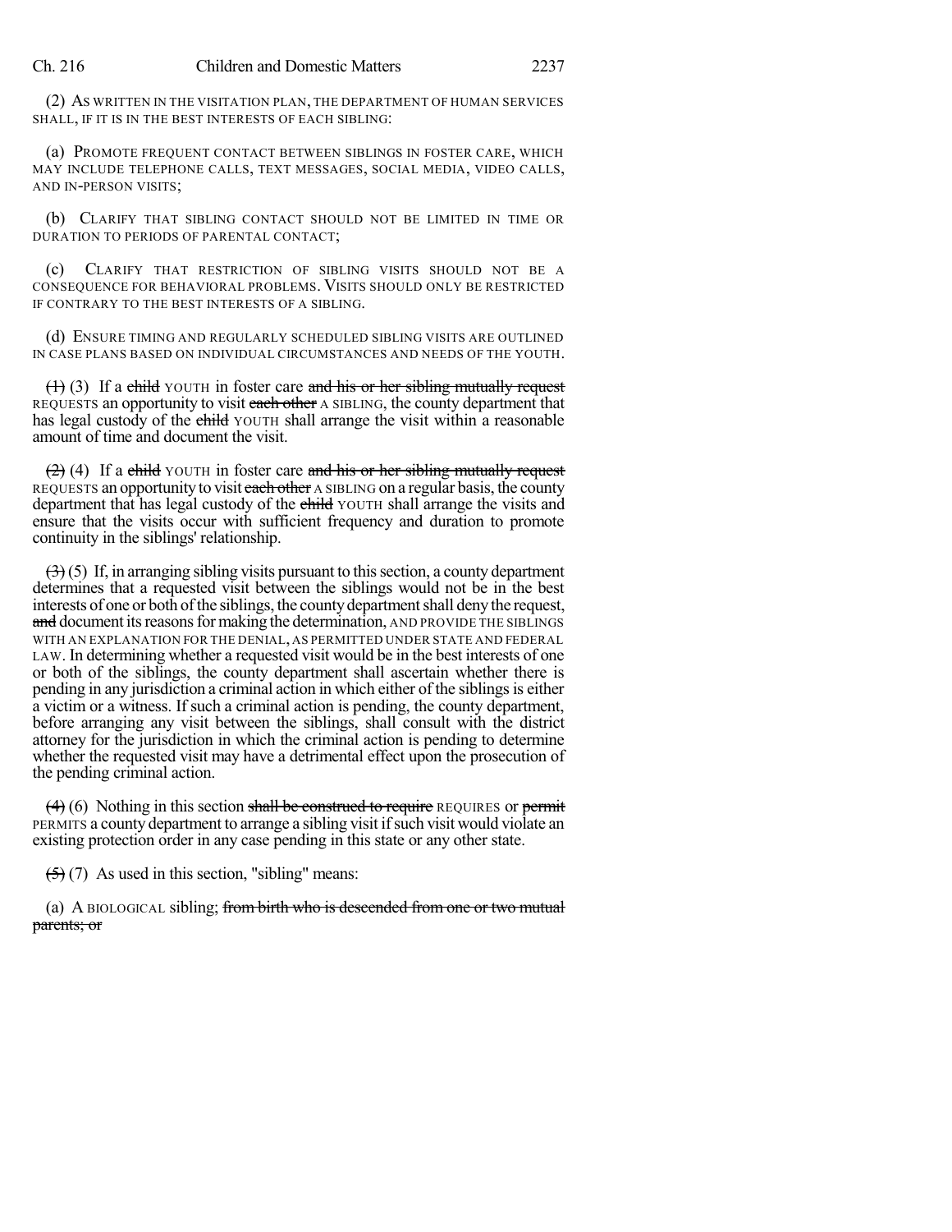(2) AS WRITTEN IN THE VISITATION PLAN, THE DEPARTMENT OF HUMAN SERVICES SHALL, IF IT IS IN THE BEST INTERESTS OF EACH SIBLING:

(a) PROMOTE FREQUENT CONTACT BETWEEN SIBLINGS IN FOSTER CARE, WHICH MAY INCLUDE TELEPHONE CALLS, TEXT MESSAGES, SOCIAL MEDIA, VIDEO CALLS, AND IN-PERSON VISITS;

(b) CLARIFY THAT SIBLING CONTACT SHOULD NOT BE LIMITED IN TIME OR DURATION TO PERIODS OF PARENTAL CONTACT;

(c) CLARIFY THAT RESTRICTION OF SIBLING VISITS SHOULD NOT BE A CONSEQUENCE FOR BEHAVIORAL PROBLEMS. VISITS SHOULD ONLY BE RESTRICTED IF CONTRARY TO THE BEST INTERESTS OF A SIBLING.

(d) ENSURE TIMING AND REGULARLY SCHEDULED SIBLING VISITS ARE OUTLINED IN CASE PLANS BASED ON INDIVIDUAL CIRCUMSTANCES AND NEEDS OF THE YOUTH.

~~(1)~~ (3) If a ~~child~~ YOUTH in foster care ~~and his or her sibling mutually request~~ REQUESTS an opportunity to visit ~~each other~~ A SIBLING, the county department that has legal custody of the ~~child~~ YOUTH shall arrange the visit within a reasonable amount of time and document the visit.

~~(2)~~ (4) If a ~~child~~ YOUTH in foster care ~~and his or her sibling mutually request~~ REQUESTS an opportunity to visit ~~each other~~ A SIBLING on a regular basis, the county department that has legal custody of the ~~child~~ YOUTH shall arrange the visits and ensure that the visits occur with sufficient frequency and duration to promote continuity in the siblings' relationship.

~~(3)~~ (5) If, in arranging sibling visits pursuant to this section, a county department determines that a requested visit between the siblings would not be in the best interests of one or both of the siblings, the county department shall deny the request, ~~and~~ document its reasons for making the determination, AND PROVIDE THE SIBLINGS WITH AN EXPLANATION FOR THE DENIAL, AS PERMITTED UNDER STATE AND FEDERAL LAW. In determining whether a requested visit would be in the best interests of one or both of the siblings, the county department shall ascertain whether there is pending in any jurisdiction a criminal action in which either of the siblings is either a victim or a witness. If such a criminal action is pending, the county department, before arranging any visit between the siblings, shall consult with the district attorney for the jurisdiction in which the criminal action is pending to determine whether the requested visit may have a detrimental effect upon the prosecution of the pending criminal action.

~~(4)~~ (6) Nothing in this section ~~shall be construed to require~~ REQUIRES or ~~permit~~ PERMITS a county department to arrange a sibling visit if such visit would violate an existing protection order in any case pending in this state or any other state.

~~(5)~~ (7) As used in this section, "sibling" means:

(a) A BIOLOGICAL sibling; ~~from birth who is descended from one or two mutual parents; or~~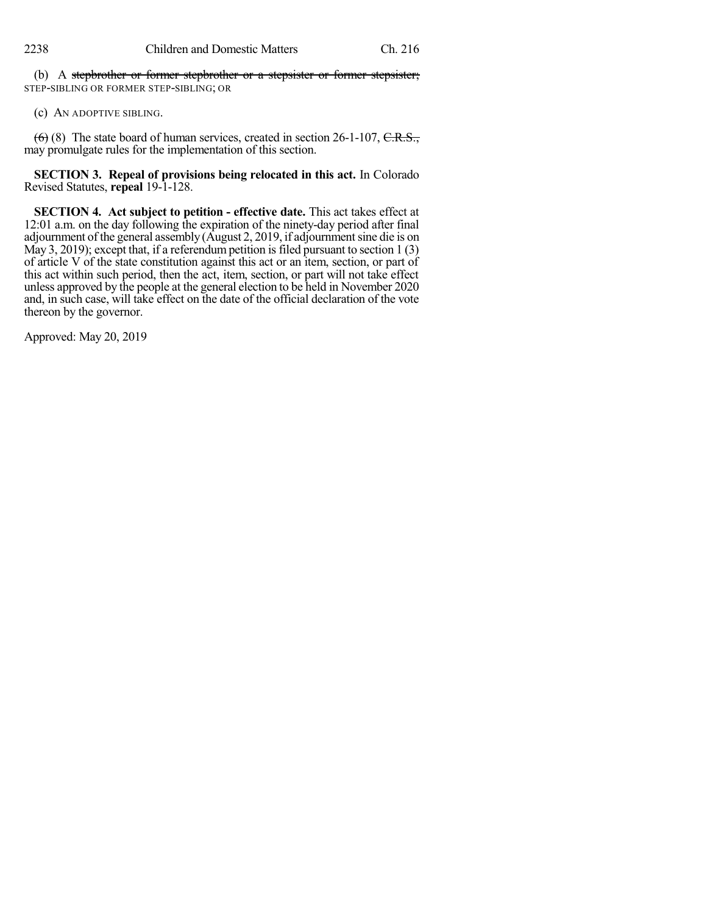(b) A ~~stepbrother or former stepbrother or a stepsister or former stepsister;~~ STEP-SIBLING OR FORMER STEP-SIBLING; OR

(c) AN ADOPTIVE SIBLING.

~~(6)~~ (8) The state board of human services, created in section 26-1-107, ~~C.R.S.,~~ may promulgate rules for the implementation of this section.

**SECTION 3. Repeal of provisions being relocated in this act.** In Colorado Revised Statutes, **repeal** 19-1-128.

**SECTION 4. Act subject to petition - effective date.** This act takes effect at 12:01 a.m. on the day following the expiration of the ninety-day period after final adjournment of the general assembly (August 2, 2019, if adjournment sine die is on May 3, 2019); except that, if a referendum petition is filed pursuant to section 1 (3) of article V of the state constitution against this act or an item, section, or part of this act within such period, then the act, item, section, or part will not take effect unless approved by the people at the general election to be held in November 2020 and, in such case, will take effect on the date of the official declaration of the vote thereon by the governor.

Approved: May 20, 2019